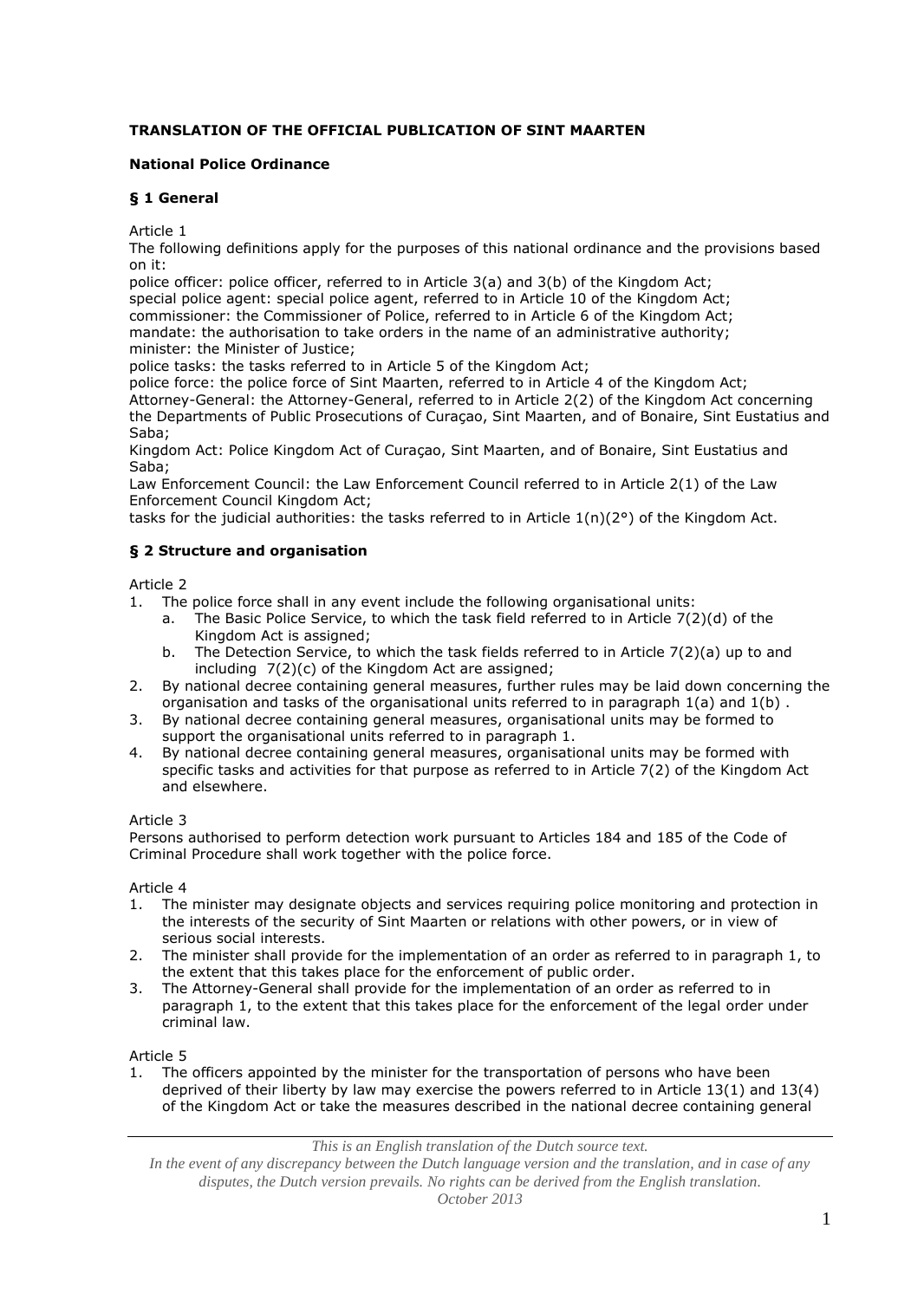**TRANSLATION OF THE OFFICIAL PUBLICATION OF SINT MAARTEN**

**National Police Ordinance**

## § 1 General

Article 1

The following definitions apply for the purposes of this national ordinance and the provisions based on it:

police officer: police officer, referred to in Article 3(a) and 3(b) of the Kingdom Act;
special police agent: special police agent, referred to in Article 10 of the Kingdom Act;
commissioner: the Commissioner of Police, referred to in Article 6 of the Kingdom Act;
mandate: the authorisation to take orders in the name of an administrative authority;
minister: the Minister of Justice;
police tasks: the tasks referred to in Article 5 of the Kingdom Act;
police force: the police force of Sint Maarten, referred to in Article 4 of the Kingdom Act;
Attorney-General: the Attorney-General, referred to in Article 2(2) of the Kingdom Act concerning the Departments of Public Prosecutions of Curaçao, Sint Maarten, and of Bonaire, Sint Eustatius and Saba;
Kingdom Act: Police Kingdom Act of Curaçao, Sint Maarten, and of Bonaire, Sint Eustatius and Saba;
Law Enforcement Council: the Law Enforcement Council referred to in Article 2(1) of the Law Enforcement Council Kingdom Act;
tasks for the judicial authorities: the tasks referred to in Article 1(n)(2°) of the Kingdom Act.

## § 2 Structure and organisation

Article 2

1. The police force shall in any event include the following organisational units:
   a. The Basic Police Service, to which the task field referred to in Article 7(2)(d) of the Kingdom Act is assigned;
   b. The Detection Service, to which the task fields referred to in Article 7(2)(a) up to and including 7(2)(c) of the Kingdom Act are assigned;
2. By national decree containing general measures, further rules may be laid down concerning the organisation and tasks of the organisational units referred to in paragraph 1(a) and 1(b) .
3. By national decree containing general measures, organisational units may be formed to support the organisational units referred to in paragraph 1.
4. By national decree containing general measures, organisational units may be formed with specific tasks and activities for that purpose as referred to in Article 7(2) of the Kingdom Act and elsewhere.

Article 3

Persons authorised to perform detection work pursuant to Articles 184 and 185 of the Code of Criminal Procedure shall work together with the police force.

Article 4

1. The minister may designate objects and services requiring police monitoring and protection in the interests of the security of Sint Maarten or relations with other powers, or in view of serious social interests.
2. The minister shall provide for the implementation of an order as referred to in paragraph 1, to the extent that this takes place for the enforcement of public order.
3. The Attorney-General shall provide for the implementation of an order as referred to in paragraph 1, to the extent that this takes place for the enforcement of the legal order under criminal law.

Article 5

1. The officers appointed by the minister for the transportation of persons who have been deprived of their liberty by law may exercise the powers referred to in Article 13(1) and 13(4) of the Kingdom Act or take the measures described in the national decree containing general

*This is an English translation of the Dutch source text.*
*In the event of any discrepancy between the Dutch language version and the translation, and in case of any disputes, the Dutch version prevails. No rights can be derived from the English translation.*
*October 2013*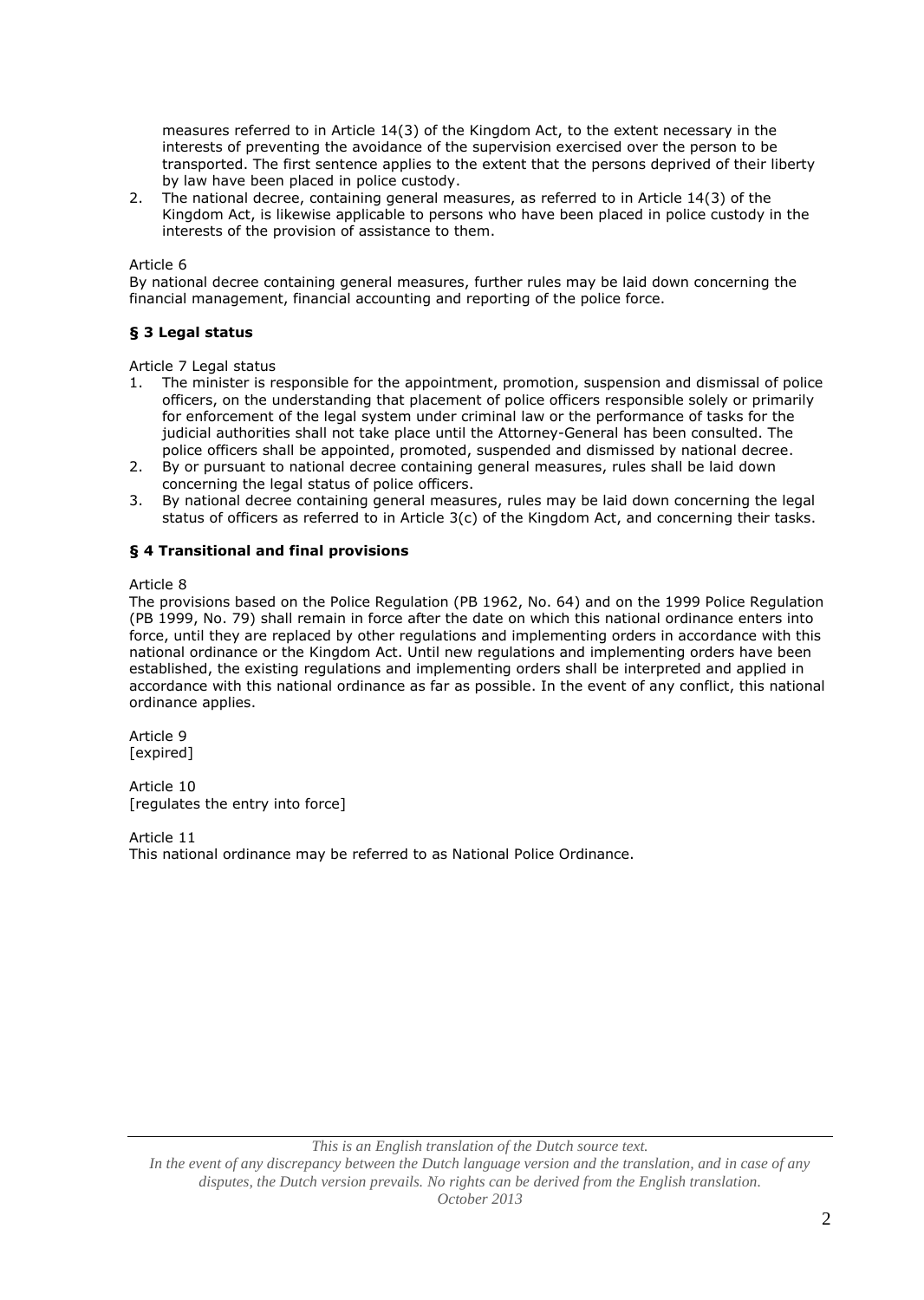measures referred to in Article 14(3) of the Kingdom Act, to the extent necessary in the interests of preventing the avoidance of the supervision exercised over the person to be transported. The first sentence applies to the extent that the persons deprived of their liberty by law have been placed in police custody.

2. The national decree, containing general measures, as referred to in Article 14(3) of the Kingdom Act, is likewise applicable to persons who have been placed in police custody in the interests of the provision of assistance to them.

Article 6

By national decree containing general measures, further rules may be laid down concerning the financial management, financial accounting and reporting of the police force.

### § 3 Legal status

Article 7 Legal status

1. The minister is responsible for the appointment, promotion, suspension and dismissal of police officers, on the understanding that placement of police officers responsible solely or primarily for enforcement of the legal system under criminal law or the performance of tasks for the judicial authorities shall not take place until the Attorney-General has been consulted. The police officers shall be appointed, promoted, suspended and dismissed by national decree.
2. By or pursuant to national decree containing general measures, rules shall be laid down concerning the legal status of police officers.
3. By national decree containing general measures, rules may be laid down concerning the legal status of officers as referred to in Article 3(c) of the Kingdom Act, and concerning their tasks.

### § 4 Transitional and final provisions

Article 8

The provisions based on the Police Regulation (PB 1962, No. 64) and on the 1999 Police Regulation (PB 1999, No. 79) shall remain in force after the date on which this national ordinance enters into force, until they are replaced by other regulations and implementing orders in accordance with this national ordinance or the Kingdom Act. Until new regulations and implementing orders have been established, the existing regulations and implementing orders shall be interpreted and applied in accordance with this national ordinance as far as possible. In the event of any conflict, this national ordinance applies.

Article 9

[expired]

Article 10

[regulates the entry into force]

Article 11

This national ordinance may be referred to as National Police Ordinance.

---

*This is an English translation of the Dutch source text.*
*In the event of any discrepancy between the Dutch language version and the translation, and in case of any disputes, the Dutch version prevails. No rights can be derived from the English translation.*
*October 2013*